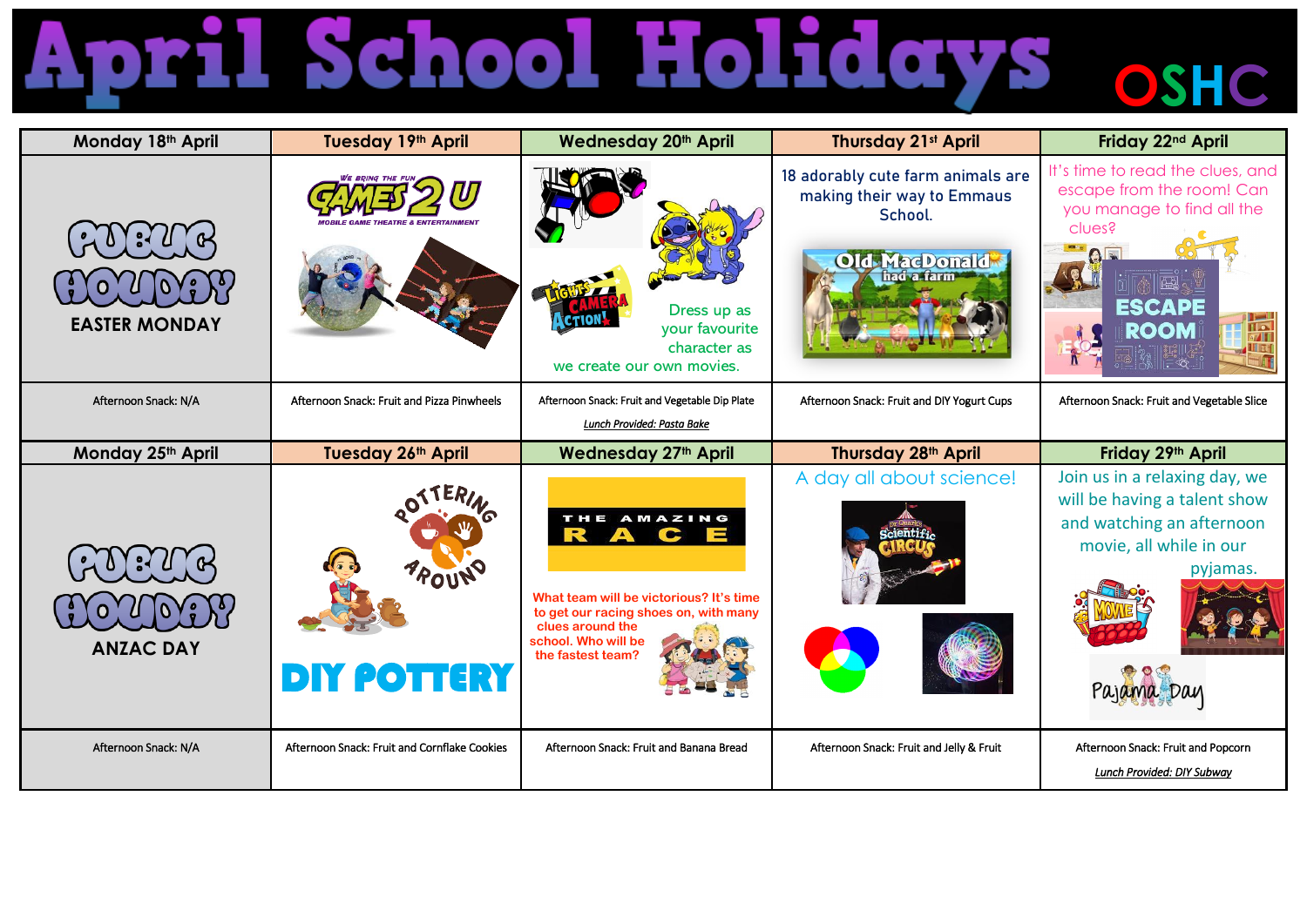# April School Holidays OSHC

| Monday 18th April | Tuesday 19th April | Wednesday 20th April | Thursday 21st April | Friday 22nd April |
|---|---|---|---|---|
| PUBLIC HOLIDAY EASTER MONDAY | GAMES 2 U – We bring the fun – Mobile Game Theatre & Entertainment | Lights Camera Action! Dress up as your favourite character as we create our own movies. | 18 adorably cute farm animals are making their way to Emmaus School. Old MacDonald had a farm | It's time to read the clues, and escape from the room! Can you manage to find all the clues? ESCAPE ROOM |
| Afternoon Snack: N/A | Afternoon Snack: Fruit and Pizza Pinwheels | Afternoon Snack: Fruit and Vegetable Dip Plate<br>*Lunch Provided: Pasta Bake* | Afternoon Snack: Fruit and DIY Yogurt Cups | Afternoon Snack: Fruit and Vegetable Slice |

| Monday 25th April | Tuesday 26th April | Wednesday 27th April | Thursday 28th April | Friday 29th April |
|---|---|---|---|---|
| PUBLIC HOLIDAY ANZAC DAY | Pottering Around – DIY POTTERY | THE AMAZING RACE – What team will be victorious? It's time to get our racing shoes on, with many clues around the school. Who will be the fastest team? | A day all about science! Dr Sharks Scientific Circus | Join us in a relaxing day, we will be having a talent show and watching an afternoon movie, all while in our pyjamas. Movie – Pajama Day |
| Afternoon Snack: N/A | Afternoon Snack: Fruit and Cornflake Cookies | Afternoon Snack: Fruit and Banana Bread | Afternoon Snack: Fruit and Jelly & Fruit | Afternoon Snack: Fruit and Popcorn<br>*Lunch Provided: DIY Subway* |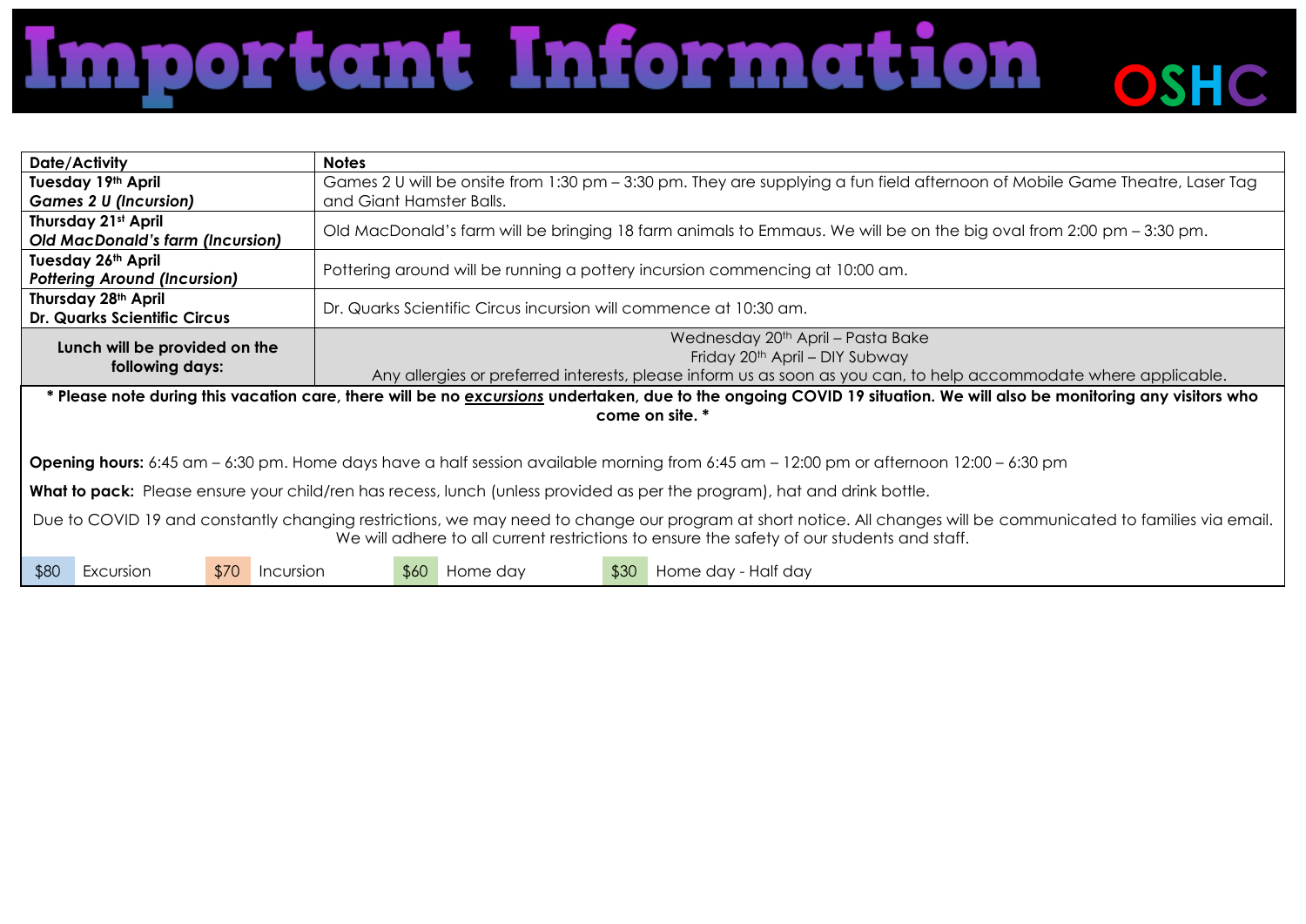# Important Information OSHC

| Date/Activity | Notes |
|---|---|
| **Tuesday 19th April**<br>***Games 2 U (Incursion)*** | Games 2 U will be onsite from 1:30 pm – 3:30 pm. They are supplying a fun field afternoon of Mobile Game Theatre, Laser Tag and Giant Hamster Balls. |
| **Thursday 21st April**<br>***Old MacDonald's farm (Incursion)*** | Old MacDonald's farm will be bringing 18 farm animals to Emmaus. We will be on the big oval from 2:00 pm – 3:30 pm. |
| **Tuesday 26th April**<br>***Pottering Around (Incursion)*** | Pottering around will be running a pottery incursion commencing at 10:00 am. |
| **Thursday 28th April**<br>**Dr. Quarks Scientific Circus** | Dr. Quarks Scientific Circus incursion will commence at 10:30 am. |
| **Lunch will be provided on the following days:** | Wednesday 20th April – Pasta Bake<br>Friday 20th April – DIY Subway<br>Any allergies or preferred interests, please inform us as soon as you can, to help accommodate where applicable. |

**\* Please note during this vacation care, there will be no *excursions* undertaken, due to the ongoing COVID 19 situation. We will also be monitoring any visitors who come on site. \***

**Opening hours:** 6:45 am – 6:30 pm. Home days have a half session available morning from 6:45 am – 12:00 pm or afternoon 12:00 – 6:30 pm

**What to pack:** Please ensure your child/ren has recess, lunch (unless provided as per the program), hat and drink bottle.

Due to COVID 19 and constantly changing restrictions, we may need to change our program at short notice. All changes will be communicated to families via email. We will adhere to all current restrictions to ensure the safety of our students and staff.

| | | | | | | | |
|---|---|---|---|---|---|---|---|
| $80 | Excursion | $70 | Incursion | $60 | Home day | $30 | Home day - Half day |